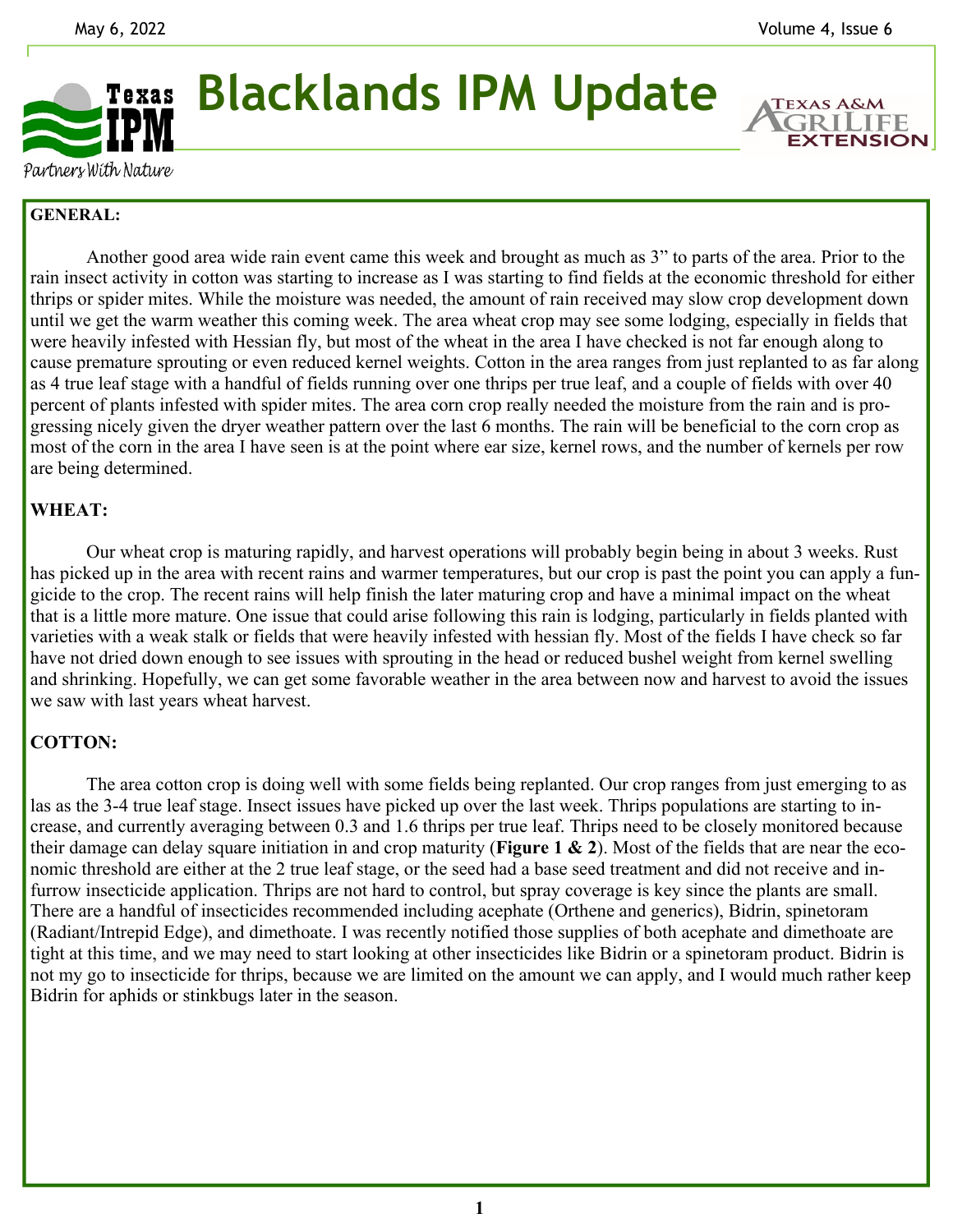# Blacklands IPM Update

**GENERAL:**

Another good area wide rain event came this week and brought as much as 3" to parts of the area. Prior to the rain insect activity in cotton was starting to increase as I was starting to find fields at the economic threshold for either thrips or spider mites. While the moisture was needed, the amount of rain received may slow crop development down until we get the warm weather this coming week. The area wheat crop may see some lodging, especially in fields that were heavily infested with Hessian fly, but most of the wheat in the area I have checked is not far enough along to cause premature sprouting or even reduced kernel weights. Cotton in the area ranges from just replanted to as far along as 4 true leaf stage with a handful of fields running over one thrips per true leaf, and a couple of fields with over 40 percent of plants infested with spider mites. The area corn crop really needed the moisture from the rain and is progressing nicely given the dryer weather pattern over the last 6 months. The rain will be beneficial to the corn crop as most of the corn in the area I have seen is at the point where ear size, kernel rows, and the number of kernels per row are being determined.

**WHEAT:**

Our wheat crop is maturing rapidly, and harvest operations will probably begin being in about 3 weeks. Rust has picked up in the area with recent rains and warmer temperatures, but our crop is past the point you can apply a fungicide to the crop. The recent rains will help finish the later maturing crop and have a minimal impact on the wheat that is a little more mature. One issue that could arise following this rain is lodging, particularly in fields planted with varieties with a weak stalk or fields that were heavily infested with hessian fly. Most of the fields I have check so far have not dried down enough to see issues with sprouting in the head or reduced bushel weight from kernel swelling and shrinking. Hopefully, we can get some favorable weather in the area between now and harvest to avoid the issues we saw with last years wheat harvest.

**COTTON:**

The area cotton crop is doing well with some fields being replanted. Our crop ranges from just emerging to as las as the 3-4 true leaf stage. Insect issues have picked up over the last week. Thrips populations are starting to increase, and currently averaging between 0.3 and 1.6 thrips per true leaf. Thrips need to be closely monitored because their damage can delay square initiation in and crop maturity (**Figure 1 & 2**). Most of the fields that are near the economic threshold are either at the 2 true leaf stage, or the seed had a base seed treatment and did not receive and in-furrow insecticide application. Thrips are not hard to control, but spray coverage is key since the plants are small. There are a handful of insecticides recommended including acephate (Orthene and generics), Bidrin, spinetoram (Radiant/Intrepid Edge), and dimethoate. I was recently notified those supplies of both acephate and dimethoate are tight at this time, and we may need to start looking at other insecticides like Bidrin or a spinetoram product. Bidrin is not my go to insecticide for thrips, because we are limited on the amount we can apply, and I would much rather keep Bidrin for aphids or stinkbugs later in the season.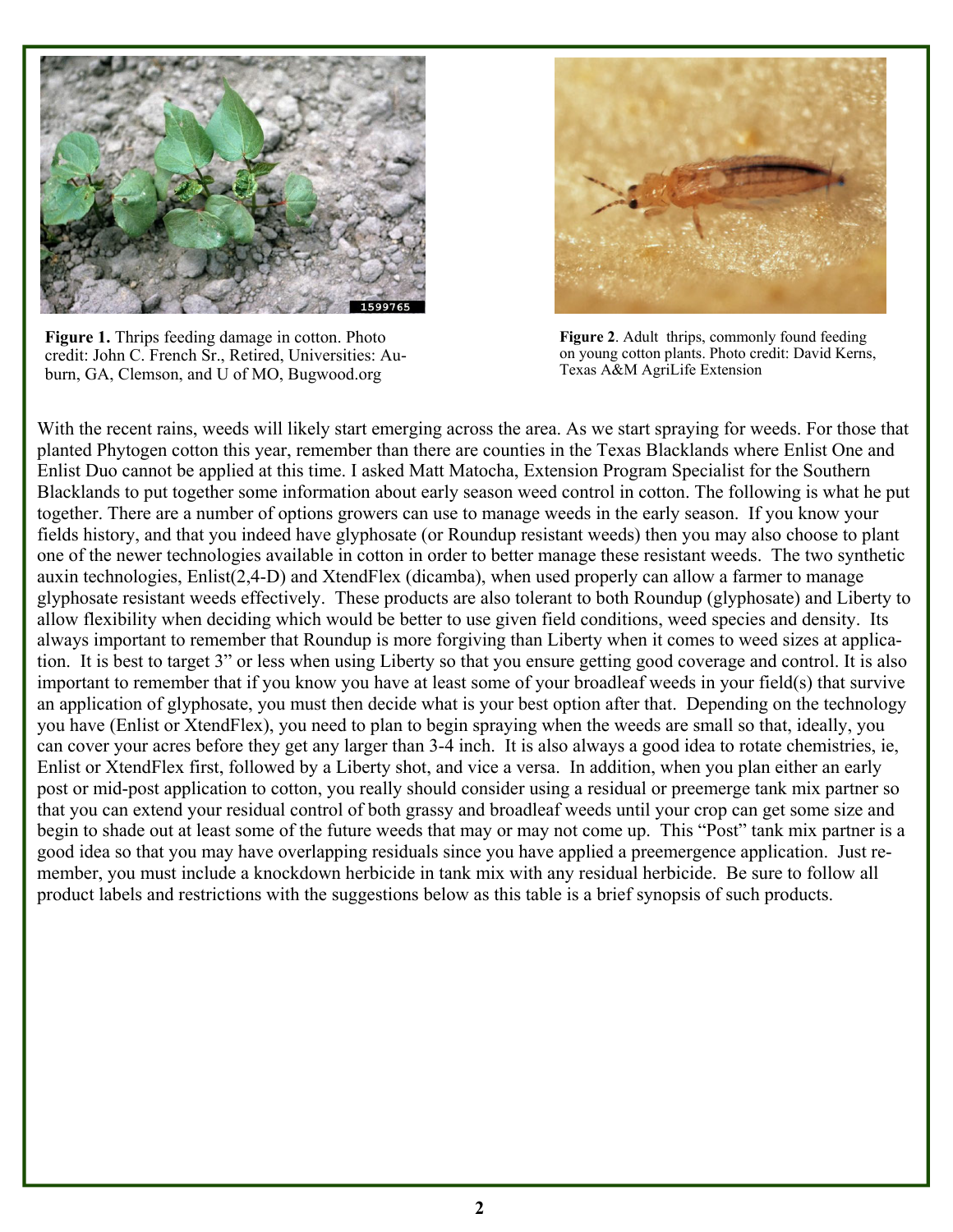**Figure 1.** Thrips feeding damage in cotton. Photo credit: John C. French Sr., Retired, Universities: Auburn, GA, Clemson, and U of MO, Bugwood.org

**Figure 2**. Adult thrips, commonly found feeding on young cotton plants. Photo credit: David Kerns, Texas A&M AgriLife Extension

With the recent rains, weeds will likely start emerging across the area. As we start spraying for weeds. For those that planted Phytogen cotton this year, remember than there are counties in the Texas Blacklands where Enlist One and Enlist Duo cannot be applied at this time. I asked Matt Matocha, Extension Program Specialist for the Southern Blacklands to put together some information about early season weed control in cotton. The following is what he put together. There are a number of options growers can use to manage weeds in the early season. If you know your fields history, and that you indeed have glyphosate (or Roundup resistant weeds) then you may also choose to plant one of the newer technologies available in cotton in order to better manage these resistant weeds. The two synthetic auxin technologies, Enlist(2,4-D) and XtendFlex (dicamba), when used properly can allow a farmer to manage glyphosate resistant weeds effectively. These products are also tolerant to both Roundup (glyphosate) and Liberty to allow flexibility when deciding which would be better to use given field conditions, weed species and density. Its always important to remember that Roundup is more forgiving than Liberty when it comes to weed sizes at application. It is best to target 3" or less when using Liberty so that you ensure getting good coverage and control. It is also important to remember that if you know you have at least some of your broadleaf weeds in your field(s) that survive an application of glyphosate, you must then decide what is your best option after that. Depending on the technology you have (Enlist or XtendFlex), you need to plan to begin spraying when the weeds are small so that, ideally, you can cover your acres before they get any larger than 3-4 inch. It is also always a good idea to rotate chemistries, ie, Enlist or XtendFlex first, followed by a Liberty shot, and vice a versa. In addition, when you plan either an early post or mid-post application to cotton, you really should consider using a residual or preemerge tank mix partner so that you can extend your residual control of both grassy and broadleaf weeds until your crop can get some size and begin to shade out at least some of the future weeds that may or may not come up. This "Post" tank mix partner is a good idea so that you may have overlapping residuals since you have applied a preemergence application. Just remember, you must include a knockdown herbicide in tank mix with any residual herbicide. Be sure to follow all product labels and restrictions with the suggestions below as this table is a brief synopsis of such products.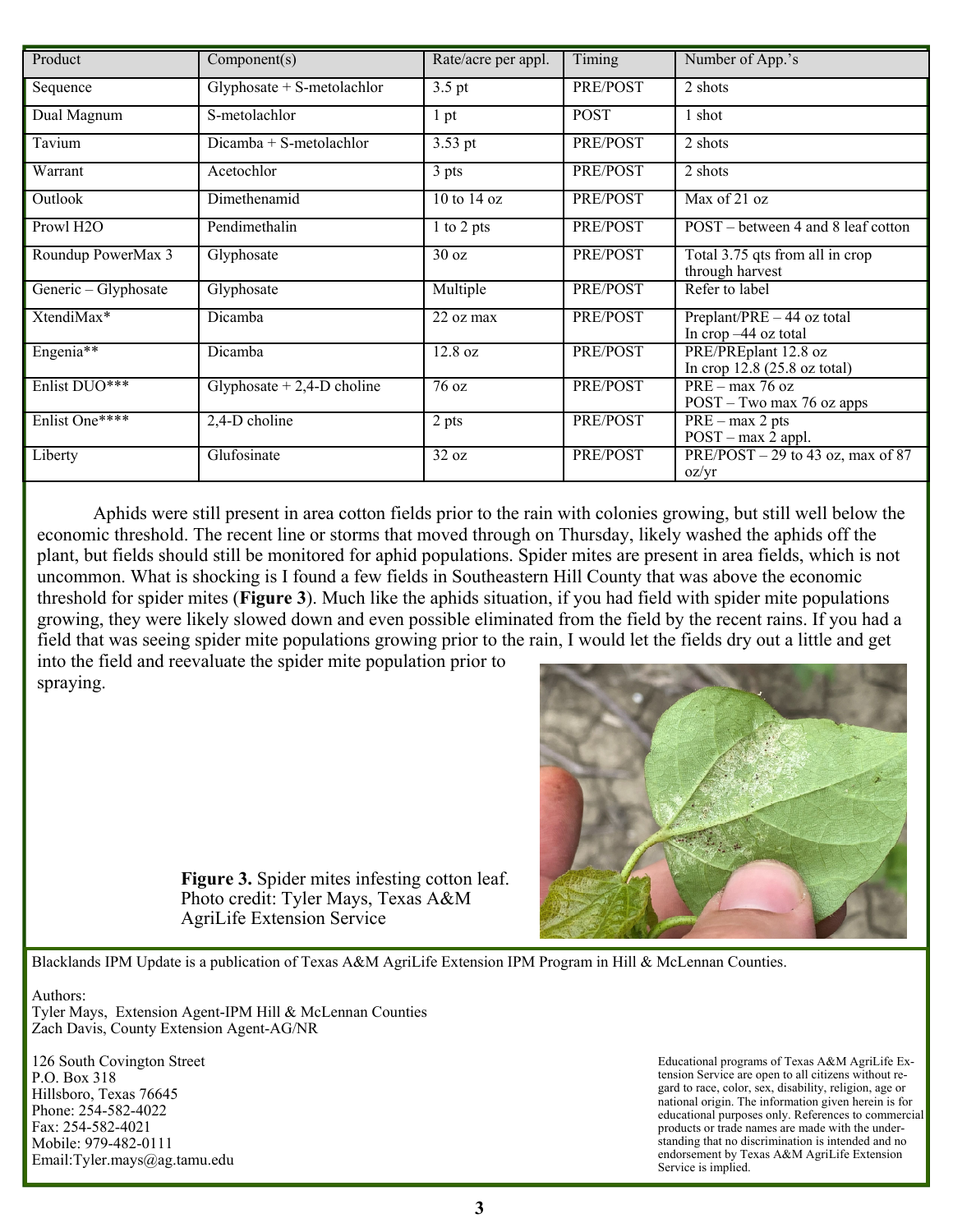| Product | Component(s) | Rate/acre per appl. | Timing | Number of App.'s |
|---|---|---|---|---|
| Sequence | Glyphosate + S-metolachlor | 3.5 pt | PRE/POST | 2 shots |
| Dual Magnum | S-metolachlor | 1 pt | POST | 1 shot |
| Tavium | Dicamba + S-metolachlor | 3.53 pt | PRE/POST | 2 shots |
| Warrant | Acetochlor | 3 pts | PRE/POST | 2 shots |
| Outlook | Dimethenamid | 10 to 14 oz | PRE/POST | Max of 21 oz |
| Prowl H2O | Pendimethalin | 1 to 2 pts | PRE/POST | POST – between 4 and 8 leaf cotton |
| Roundup PowerMax 3 | Glyphosate | 30 oz | PRE/POST | Total 3.75 qts from all in crop through harvest |
| Generic – Glyphosate | Glyphosate | Multiple | PRE/POST | Refer to label |
| XtendiMax* | Dicamba | 22 oz max | PRE/POST | Preplant/PRE – 44 oz total<br>In crop –44 oz total |
| Engenia** | Dicamba | 12.8 oz | PRE/POST | PRE/PREplant 12.8 oz<br>In crop 12.8 (25.8 oz total) |
| Enlist DUO*** | Glyphosate + 2,4-D choline | 76 oz | PRE/POST | PRE – max 76 oz<br>POST – Two max 76 oz apps |
| Enlist One**** | 2,4-D choline | 2 pts | PRE/POST | PRE – max 2 pts<br>POST – max 2 appl. |
| Liberty | Glufosinate | 32 oz | PRE/POST | PRE/POST – 29 to 43 oz, max of 87 oz/yr |

Aphids were still present in area cotton fields prior to the rain with colonies growing, but still well below the economic threshold. The recent line or storms that moved through on Thursday, likely washed the aphids off the plant, but fields should still be monitored for aphid populations. Spider mites are present in area fields, which is not uncommon. What is shocking is I found a few fields in Southeastern Hill County that was above the economic threshold for spider mites (**Figure 3**). Much like the aphids situation, if you had field with spider mite populations growing, they were likely slowed down and even possible eliminated from the field by the recent rains. If you had a field that was seeing spider mite populations growing prior to the rain, I would let the fields dry out a little and get into the field and reevaluate the spider mite population prior to spraying.

**Figure 3.** Spider mites infesting cotton leaf. Photo credit: Tyler Mays, Texas A&M AgriLife Extension Service

Blacklands IPM Update is a publication of Texas A&M AgriLife Extension IPM Program in Hill & McLennan Counties.

Authors:
Tyler Mays, Extension Agent-IPM Hill & McLennan Counties
Zach Davis, County Extension Agent-AG/NR

126 South Covington Street
P.O. Box 318
Hillsboro, Texas 76645
Phone: 254-582-4022
Fax: 254-582-4021
Mobile: 979-482-0111
Email:Tyler.mays@ag.tamu.edu

Educational programs of Texas A&M AgriLife Extension Service are open to all citizens without regard to race, color, sex, disability, religion, age or national origin. The information given herein is for educational purposes only. References to commercial products or trade names are made with the understanding that no discrimination is intended and no endorsement by Texas A&M AgriLife Extension Service is implied.